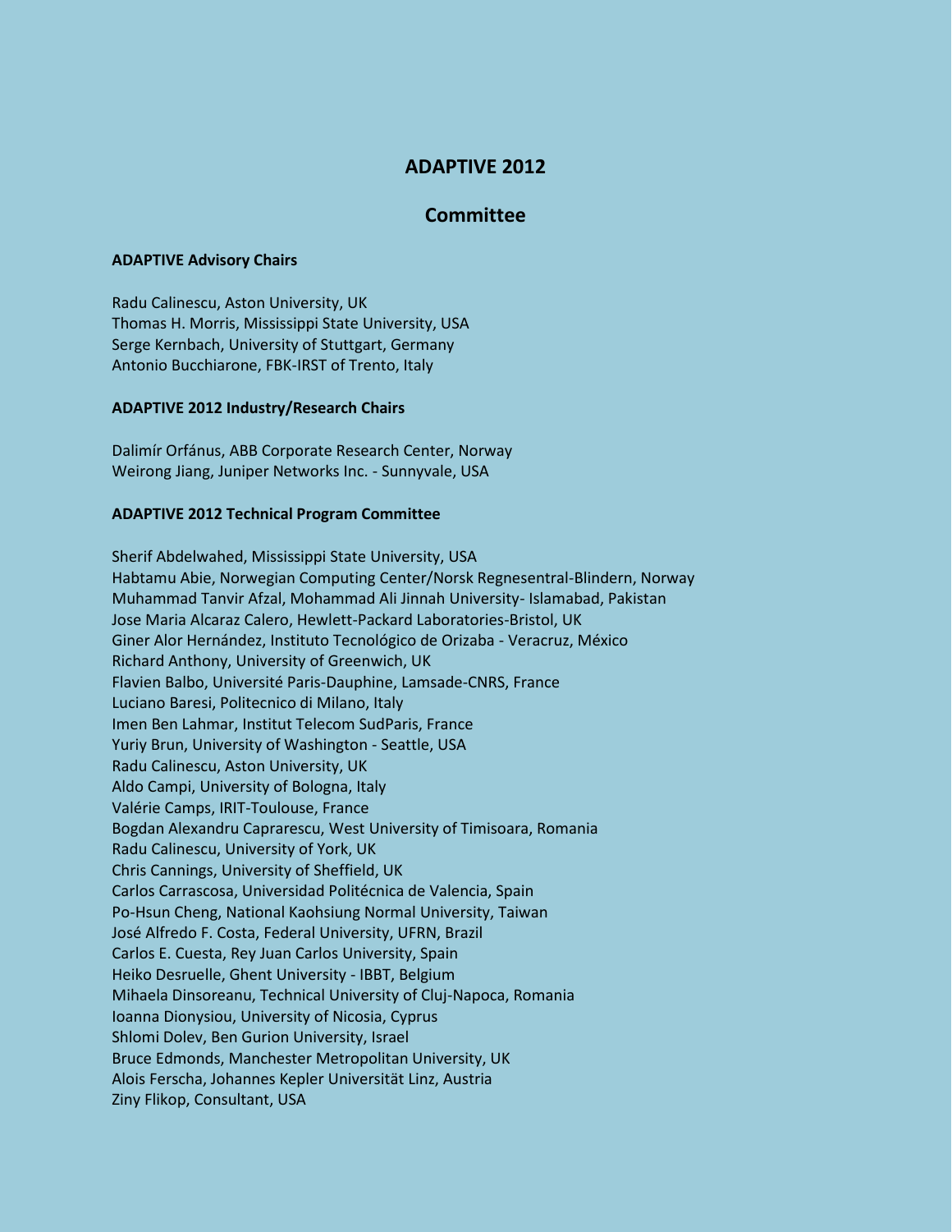# ADAPTIVE 2012

## Committee

### ADAPTIVE Advisory Chairs

Radu Calinescu, Aston University, UK
Thomas H. Morris, Mississippi State University, USA
Serge Kernbach, University of Stuttgart, Germany
Antonio Bucchiarone, FBK-IRST of Trento, Italy

### ADAPTIVE 2012 Industry/Research Chairs

Dalimír Orfánus, ABB Corporate Research Center, Norway
Weirong Jiang, Juniper Networks Inc. - Sunnyvale, USA

### ADAPTIVE 2012 Technical Program Committee

Sherif Abdelwahed, Mississippi State University, USA
Habtamu Abie, Norwegian Computing Center/Norsk Regnesentral-Blindern, Norway
Muhammad Tanvir Afzal, Mohammad Ali Jinnah University- Islamabad, Pakistan
Jose Maria Alcaraz Calero, Hewlett-Packard Laboratories-Bristol, UK
Giner Alor Hernández, Instituto Tecnológico de Orizaba - Veracruz, México
Richard Anthony, University of Greenwich, UK
Flavien Balbo, Université Paris-Dauphine, Lamsade-CNRS, France
Luciano Baresi, Politecnico di Milano, Italy
Imen Ben Lahmar, Institut Telecom SudParis, France
Yuriy Brun, University of Washington - Seattle, USA
Radu Calinescu, Aston University, UK
Aldo Campi, University of Bologna, Italy
Valérie Camps, IRIT-Toulouse, France
Bogdan Alexandru Caprarescu, West University of Timisoara, Romania
Radu Calinescu, University of York, UK
Chris Cannings, University of Sheffield, UK
Carlos Carrascosa, Universidad Politécnica de Valencia, Spain
Po-Hsun Cheng, National Kaohsiung Normal University, Taiwan
José Alfredo F. Costa, Federal University, UFRN, Brazil
Carlos E. Cuesta, Rey Juan Carlos University, Spain
Heiko Desruelle, Ghent University - IBBT, Belgium
Mihaela Dinsoreanu, Technical University of Cluj-Napoca, Romania
Ioanna Dionysiou, University of Nicosia, Cyprus
Shlomi Dolev, Ben Gurion University, Israel
Bruce Edmonds, Manchester Metropolitan University, UK
Alois Ferscha, Johannes Kepler Universität Linz, Austria
Ziny Flikop, Consultant, USA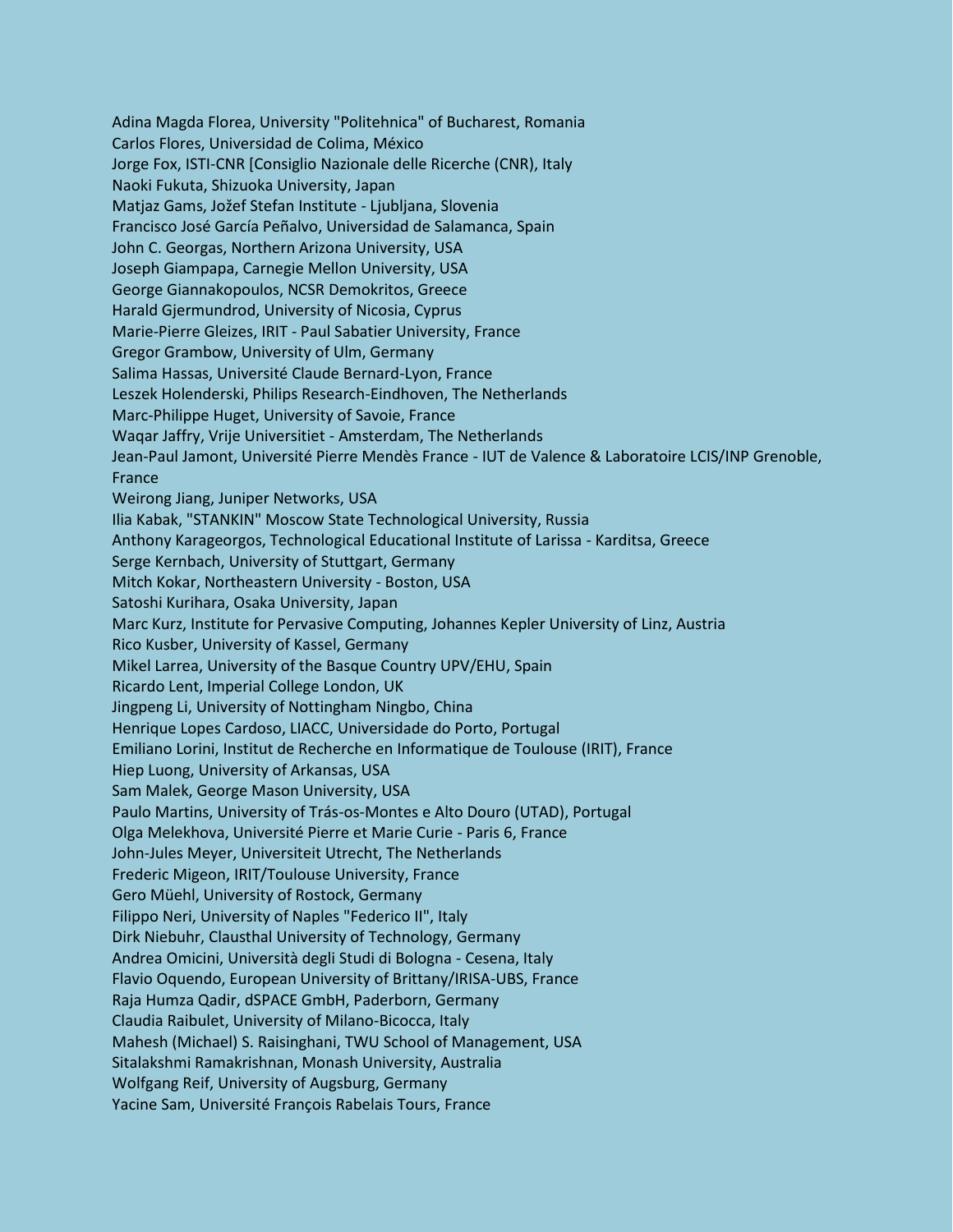Adina Magda Florea, University "Politehnica" of Bucharest, Romania
Carlos Flores, Universidad de Colima, México
Jorge Fox, ISTI-CNR [Consiglio Nazionale delle Ricerche (CNR), Italy
Naoki Fukuta, Shizuoka University, Japan
Matjaz Gams, Jožef Stefan Institute - Ljubljana, Slovenia
Francisco José García Peñalvo, Universidad de Salamanca, Spain
John C. Georgas, Northern Arizona University, USA
Joseph Giampapa, Carnegie Mellon University, USA
George Giannakopoulos, NCSR Demokritos, Greece
Harald Gjermundrod, University of Nicosia, Cyprus
Marie-Pierre Gleizes, IRIT - Paul Sabatier University, France
Gregor Grambow, University of Ulm, Germany
Salima Hassas, Université Claude Bernard-Lyon, France
Leszek Holenderski, Philips Research-Eindhoven, The Netherlands
Marc-Philippe Huget, University of Savoie, France
Waqar Jaffry, Vrije Universitiet - Amsterdam, The Netherlands
Jean-Paul Jamont, Université Pierre Mendès France - IUT de Valence & Laboratoire LCIS/INP Grenoble, France
Weirong Jiang, Juniper Networks, USA
Ilia Kabak, "STANKIN" Moscow State Technological University, Russia
Anthony Karageorgos, Technological Educational Institute of Larissa - Karditsa, Greece
Serge Kernbach, University of Stuttgart, Germany
Mitch Kokar, Northeastern University - Boston, USA
Satoshi Kurihara, Osaka University, Japan
Marc Kurz, Institute for Pervasive Computing, Johannes Kepler University of Linz, Austria
Rico Kusber, University of Kassel, Germany
Mikel Larrea, University of the Basque Country UPV/EHU, Spain
Ricardo Lent, Imperial College London, UK
Jingpeng Li, University of Nottingham Ningbo, China
Henrique Lopes Cardoso, LIACC, Universidade do Porto, Portugal
Emiliano Lorini, Institut de Recherche en Informatique de Toulouse (IRIT), France
Hiep Luong, University of Arkansas, USA
Sam Malek, George Mason University, USA
Paulo Martins, University of Trás-os-Montes e Alto Douro (UTAD), Portugal
Olga Melekhova, Université Pierre et Marie Curie - Paris 6, France
John-Jules Meyer, Universiteit Utrecht, The Netherlands
Frederic Migeon, IRIT/Toulouse University, France
Gero Müehl, University of Rostock, Germany
Filippo Neri, University of Naples "Federico II", Italy
Dirk Niebuhr, Clausthal University of Technology, Germany
Andrea Omicini, Università degli Studi di Bologna - Cesena, Italy
Flavio Oquendo, European University of Brittany/IRISA-UBS, France
Raja Humza Qadir, dSPACE GmbH, Paderborn, Germany
Claudia Raibulet, University of Milano-Bicocca, Italy
Mahesh (Michael) S. Raisinghani, TWU School of Management, USA
Sitalakshmi Ramakrishnan, Monash University, Australia
Wolfgang Reif, University of Augsburg, Germany
Yacine Sam, Université François Rabelais Tours, France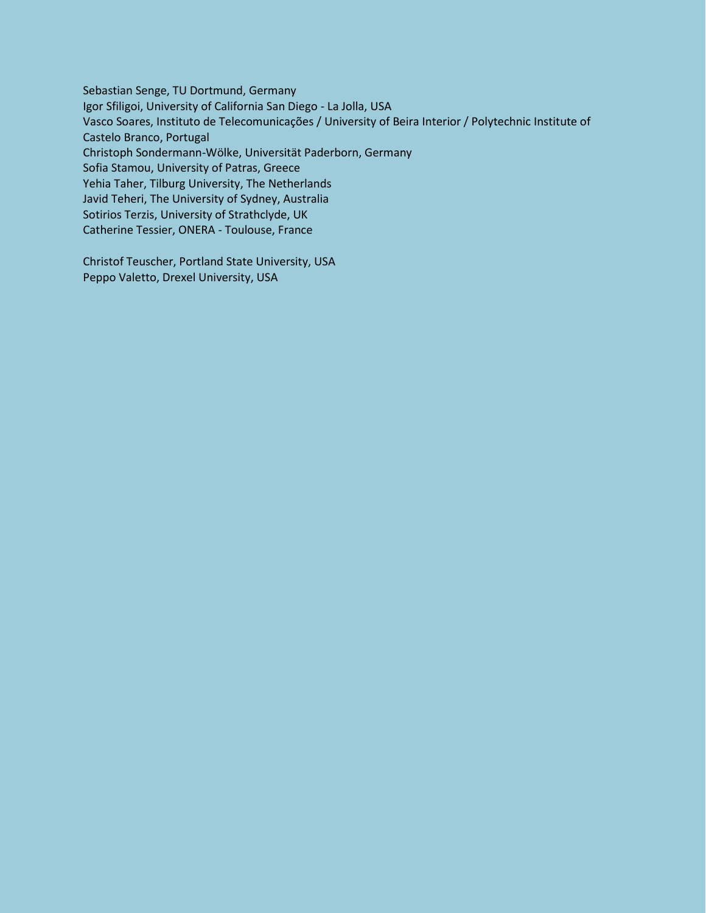Sebastian Senge, TU Dortmund, Germany
Igor Sfiligoi, University of California San Diego - La Jolla, USA
Vasco Soares, Instituto de Telecomunicações / University of Beira Interior / Polytechnic Institute of Castelo Branco, Portugal
Christoph Sondermann-Wölke, Universität Paderborn, Germany
Sofia Stamou, University of Patras, Greece
Yehia Taher, Tilburg University, The Netherlands
Javid Teheri, The University of Sydney, Australia
Sotirios Terzis, University of Strathclyde, UK
Catherine Tessier, ONERA - Toulouse, France

Christof Teuscher, Portland State University, USA
Peppo Valetto, Drexel University, USA